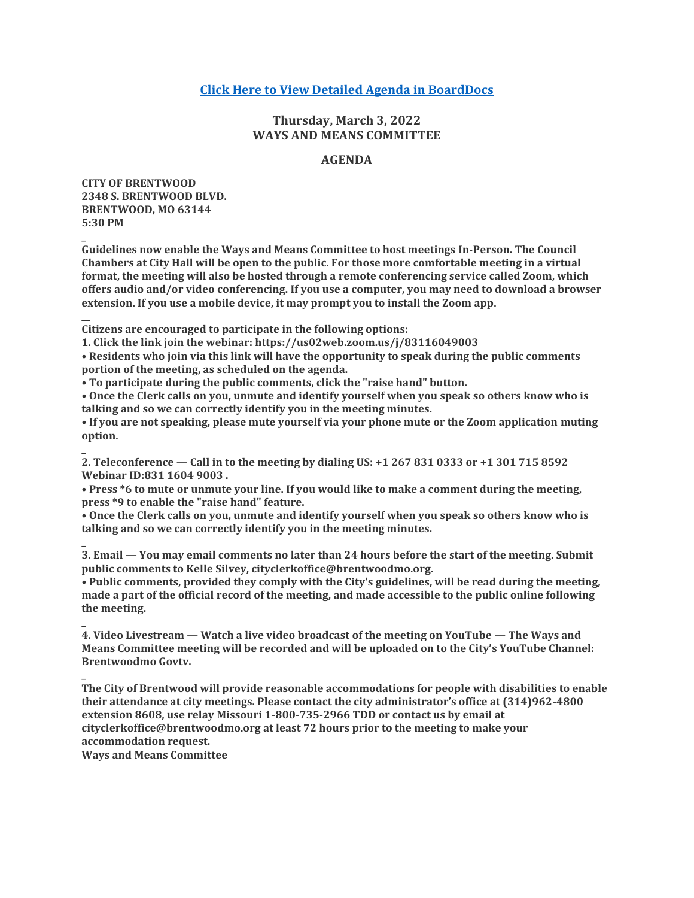**[Click Here to View Detailed Agenda in BoardDocs]()**

## Thursday, March 3, 2022
## WAYS AND MEANS COMMITTEE

## AGENDA

**CITY OF BRENTWOOD**
**2348 S. BRENTWOOD BLVD.**
**BRENTWOOD, MO 63144**
**5:30 PM**

**_**
**Guidelines now enable the Ways and Means Committee to host meetings In-Person. The Council Chambers at City Hall will be open to the public. For those more comfortable meeting in a virtual format, the meeting will also be hosted through a remote conferencing service called Zoom, which offers audio and/or video conferencing. If you use a computer, you may need to download a browser extension. If you use a mobile device, it may prompt you to install the Zoom app.**

**__**
**Citizens are encouraged to participate in the following options:**
**1. Click the link join the webinar: https://us02web.zoom.us/j/83116049003**
**• Residents who join via this link will have the opportunity to speak during the public comments portion of the meeting, as scheduled on the agenda.**
**• To participate during the public comments, click the "raise hand" button.**
**• Once the Clerk calls on you, unmute and identify yourself when you speak so others know who is talking and so we can correctly identify you in the meeting minutes.**
**• If you are not speaking, please mute yourself via your phone mute or the Zoom application muting option.**

**_**
**2. Teleconference — Call in to the meeting by dialing US: +1 267 831 0333 or +1 301 715 8592 Webinar ID:831 1604 9003 .**
**• Press *6 to mute or unmute your line. If you would like to make a comment during the meeting, press *9 to enable the "raise hand" feature.**
**• Once the Clerk calls on you, unmute and identify yourself when you speak so others know who is talking and so we can correctly identify you in the meeting minutes.**

**_**
**3. Email — You may email comments no later than 24 hours before the start of the meeting. Submit public comments to Kelle Silvey, cityclerkoffice@brentwoodmo.org.**
**• Public comments, provided they comply with the City's guidelines, will be read during the meeting, made a part of the official record of the meeting, and made accessible to the public online following the meeting.**

**_**
**4. Video Livestream — Watch a live video broadcast of the meeting on YouTube — The Ways and Means Committee meeting will be recorded and will be uploaded on to the City's YouTube Channel: Brentwoodmo Govtv.**

**_**
**The City of Brentwood will provide reasonable accommodations for people with disabilities to enable their attendance at city meetings. Please contact the city administrator's office at (314)962-4800 extension 8608, use relay Missouri 1-800-735-2966 TDD or contact us by email at cityclerkoffice@brentwoodmo.org at least 72 hours prior to the meeting to make your accommodation request.**
**Ways and Means Committee**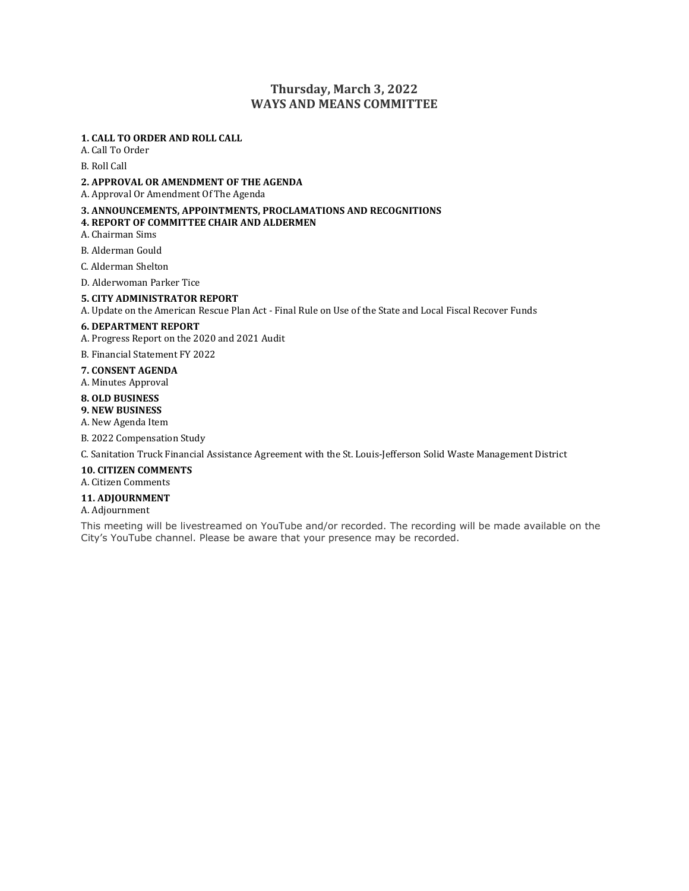# Thursday, March 3, 2022
# WAYS AND MEANS COMMITTEE

**1. CALL TO ORDER AND ROLL CALL**

A. Call To Order

B. Roll Call

**2. APPROVAL OR AMENDMENT OF THE AGENDA**

A. Approval Or Amendment Of The Agenda

**3. ANNOUNCEMENTS, APPOINTMENTS, PROCLAMATIONS AND RECOGNITIONS**

**4. REPORT OF COMMITTEE CHAIR AND ALDERMEN**

A. Chairman Sims

B. Alderman Gould

C. Alderman Shelton

D. Alderwoman Parker Tice

**5. CITY ADMINISTRATOR REPORT**

A. Update on the American Rescue Plan Act - Final Rule on Use of the State and Local Fiscal Recover Funds

**6. DEPARTMENT REPORT**

A. Progress Report on the 2020 and 2021 Audit

B. Financial Statement FY 2022

**7. CONSENT AGENDA**

A. Minutes Approval

**8. OLD BUSINESS**

**9. NEW BUSINESS**

A. New Agenda Item

B. 2022 Compensation Study

C. Sanitation Truck Financial Assistance Agreement with the St. Louis-Jefferson Solid Waste Management District

**10. CITIZEN COMMENTS**

A. Citizen Comments

**11. ADJOURNMENT**

A. Adjournment

This meeting will be livestreamed on YouTube and/or recorded. The recording will be made available on the City's YouTube channel. Please be aware that your presence may be recorded.